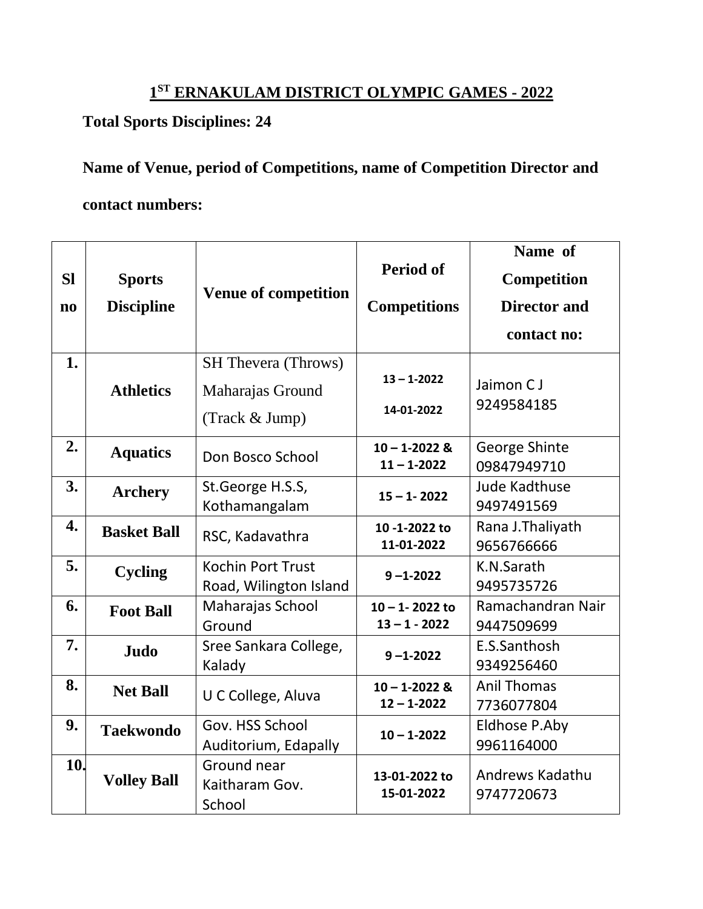# 1ST ERNAKULAM DISTRICT OLYMPIC GAMES - 2022

**Total Sports Disciplines: 24**

**Name of Venue, period of Competitions, name of Competition Director and contact numbers:**

| Sl no | Sports Discipline | Venue of competition | Period of Competitions | Name of Competition Director and contact no: |
|---|---|---|---|---|
| 1. | **Athletics** | SH Thevera (Throws) Maharajas Ground (Track & Jump) | 13 – 1-2022<br>14-01-2022 | Jaimon C J 9249584185 |
| 2. | **Aquatics** | Don Bosco School | 10 – 1-2022 & 11 – 1-2022 | George Shinte 09847949710 |
| 3. | **Archery** | St.George H.S.S, Kothamangalam | 15 – 1- 2022 | Jude Kadthuse 9497491569 |
| 4. | **Basket Ball** | RSC, Kadavathra | 10 -1-2022 to 11-01-2022 | Rana J.Thaliyath 9656766666 |
| 5. | **Cycling** | Kochin Port Trust Road, Wilington Island | 9 –1-2022 | K.N.Sarath 9495735726 |
| 6. | **Foot Ball** | Maharajas School Ground | 10 – 1- 2022 to 13 – 1 - 2022 | Ramachandran Nair 9447509699 |
| 7. | **Judo** | Sree Sankara College, Kalady | 9 –1-2022 | E.S.Santhosh 9349256460 |
| 8. | **Net Ball** | U C College, Aluva | 10 – 1-2022 & 12 – 1-2022 | Anil Thomas 7736077804 |
| 9. | **Taekwondo** | Gov. HSS School Auditorium, Edapally | 10 – 1-2022 | Eldhose P.Aby 9961164000 |
| 10. | **Volley Ball** | Ground near Kaitharam Gov. School | 13-01-2022 to 15-01-2022 | Andrews Kadathu 9747720673 |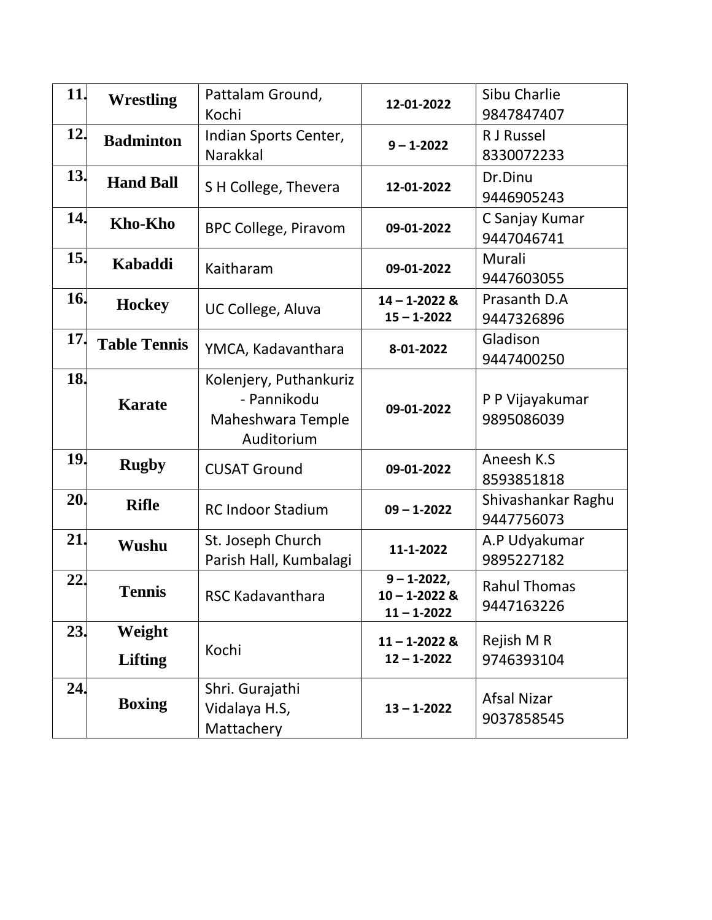| | | | | |
|---|---|---|---|---|
| 11. | **Wrestling** | Pattalam Ground, Kochi | **12-01-2022** | Sibu Charlie 9847847407 |
| 12. | **Badminton** | Indian Sports Center, Narakkal | **9 – 1-2022** | R J Russel 8330072233 |
| 13. | **Hand Ball** | S H College, Thevera | **12-01-2022** | Dr.Dinu 9446905243 |
| 14. | **Kho-Kho** | BPC College, Piravom | **09-01-2022** | C Sanjay Kumar 9447046741 |
| 15. | **Kabaddi** | Kaitharam | **09-01-2022** | Murali 9447603055 |
| 16. | **Hockey** | UC College, Aluva | **14 – 1-2022 & 15 – 1-2022** | Prasanth D.A 9447326896 |
| 17. | **Table Tennis** | YMCA, Kadavanthara | **8-01-2022** | Gladison 9447400250 |
| 18. | **Karate** | Kolenjery, Puthankuriz - Pannikodu Maheshwara Temple Auditorium | **09-01-2022** | P P Vijayakumar 9895086039 |
| 19. | **Rugby** | CUSAT Ground | **09-01-2022** | Aneesh K.S 8593851818 |
| 20. | **Rifle** | RC Indoor Stadium | **09 – 1-2022** | Shivashankar Raghu 9447756073 |
| 21. | **Wushu** | St. Joseph Church Parish Hall, Kumbalagi | **11-1-2022** | A.P Udyakumar 9895227182 |
| 22. | **Tennis** | RSC Kadavanthara | **9 – 1-2022, 10 – 1-2022 & 11 – 1-2022** | Rahul Thomas 9447163226 |
| 23. | **Weight Lifting** | Kochi | **11 – 1-2022 & 12 – 1-2022** | Rejish M R 9746393104 |
| 24. | **Boxing** | Shri. Gurajathi Vidalaya H.S, Mattachery | **13 – 1-2022** | Afsal Nizar 9037858545 |